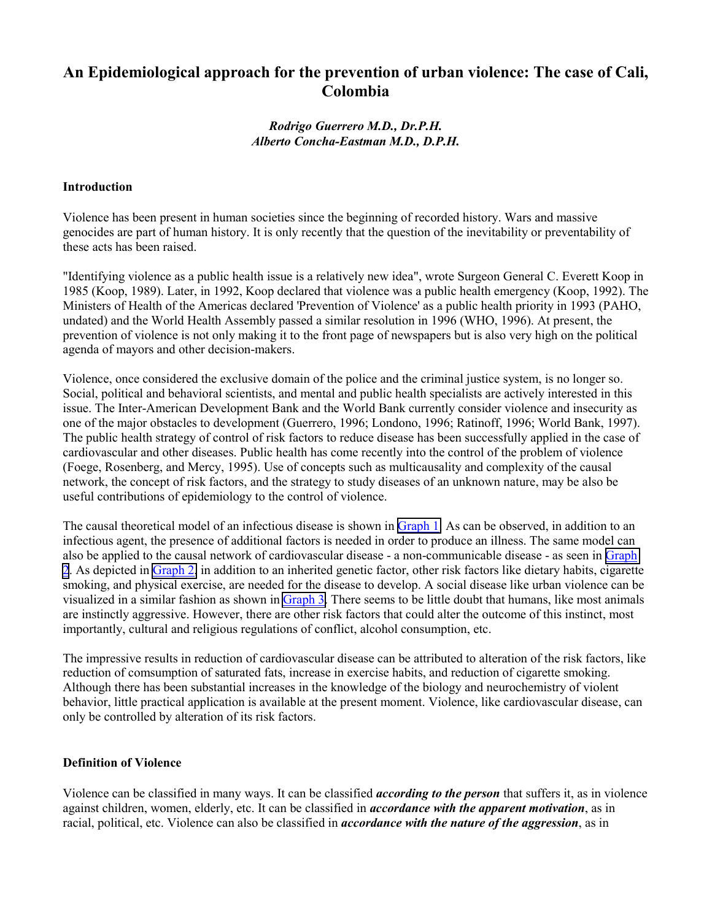# An Epidemiological approach for the prevention of urban violence: The case of Cali, Colombia

***Rodrigo Guerrero M.D., Dr.P.H.***
***Alberto Concha-Eastman M.D., D.P.H.***

## Introduction

Violence has been present in human societies since the beginning of recorded history. Wars and massive genocides are part of human history. It is only recently that the question of the inevitability or preventability of these acts has been raised.

"Identifying violence as a public health issue is a relatively new idea", wrote Surgeon General C. Everett Koop in 1985 (Koop, 1989). Later, in 1992, Koop declared that violence was a public health emergency (Koop, 1992). The Ministers of Health of the Americas declared 'Prevention of Violence' as a public health priority in 1993 (PAHO, undated) and the World Health Assembly passed a similar resolution in 1996 (WHO, 1996). At present, the prevention of violence is not only making it to the front page of newspapers but is also very high on the political agenda of mayors and other decision-makers.

Violence, once considered the exclusive domain of the police and the criminal justice system, is no longer so. Social, political and behavioral scientists, and mental and public health specialists are actively interested in this issue. The Inter-American Development Bank and the World Bank currently consider violence and insecurity as one of the major obstacles to development (Guerrero, 1996; Londono, 1996; Ratinoff, 1996; World Bank, 1997). The public health strategy of control of risk factors to reduce disease has been successfully applied in the case of cardiovascular and other diseases. Public health has come recently into the control of the problem of violence (Foege, Rosenberg, and Mercy, 1995). Use of concepts such as multicausality and complexity of the causal network, the concept of risk factors, and the strategy to study diseases of an unknown nature, may be also be useful contributions of epidemiology to the control of violence.

The causal theoretical model of an infectious disease is shown in Graph 1. As can be observed, in addition to an infectious agent, the presence of additional factors is needed in order to produce an illness. The same model can also be applied to the causal network of cardiovascular disease - a non-communicable disease - as seen in Graph 2. As depicted in Graph 2, in addition to an inherited genetic factor, other risk factors like dietary habits, cigarette smoking, and physical exercise, are needed for the disease to develop. A social disease like urban violence can be visualized in a similar fashion as shown in Graph 3. There seems to be little doubt that humans, like most animals are instinctly aggressive. However, there are other risk factors that could alter the outcome of this instinct, most importantly, cultural and religious regulations of conflict, alcohol consumption, etc.

The impressive results in reduction of cardiovascular disease can be attributed to alteration of the risk factors, like reduction of comsumption of saturated fats, increase in exercise habits, and reduction of cigarette smoking. Although there has been substantial increases in the knowledge of the biology and neurochemistry of violent behavior, little practical application is available at the present moment. Violence, like cardiovascular disease, can only be controlled by alteration of its risk factors.

## Definition of Violence

Violence can be classified in many ways. It can be classified ***according to the person*** that suffers it, as in violence against children, women, elderly, etc. It can be classified in ***accordance with the apparent motivation***, as in racial, political, etc. Violence can also be classified in ***accordance with the nature of the aggression***, as in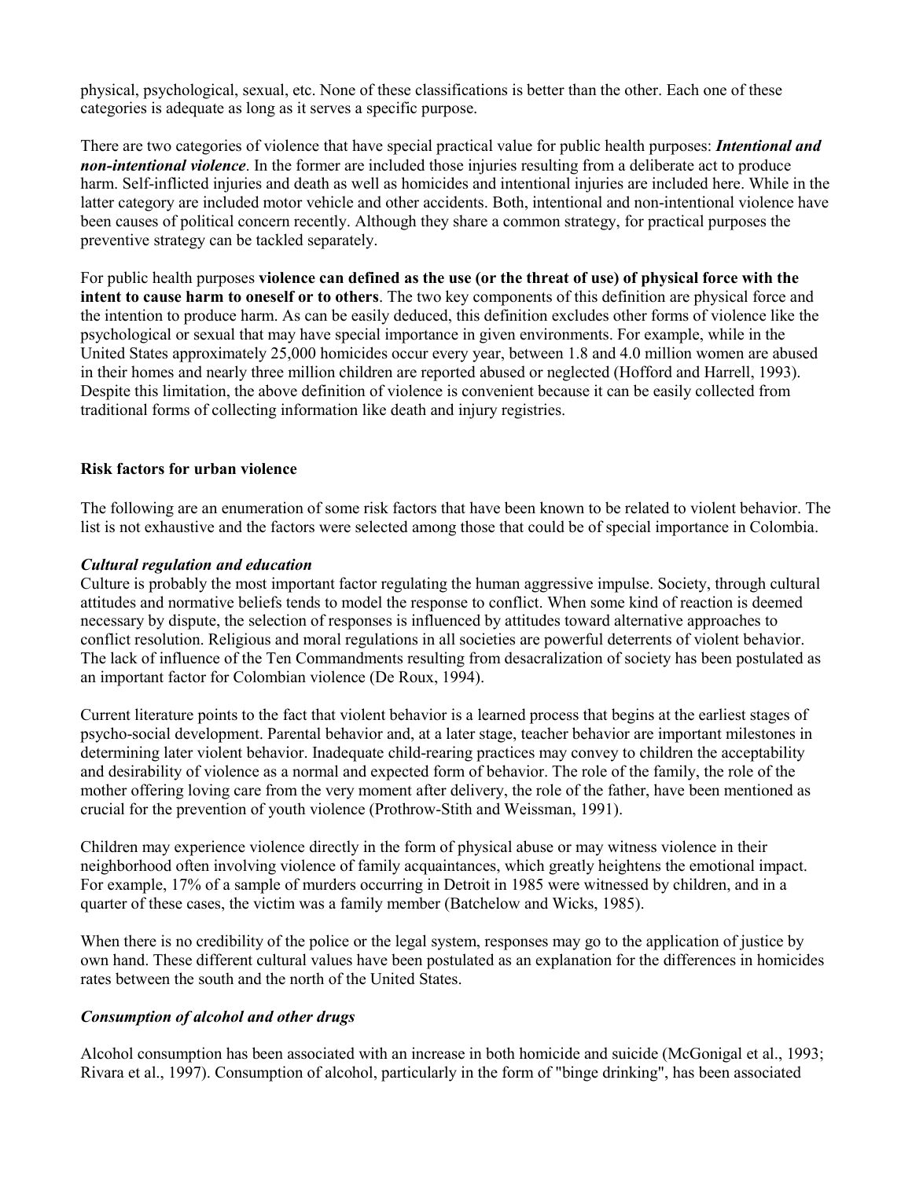physical, psychological, sexual, etc. None of these classifications is better than the other. Each one of these categories is adequate as long as it serves a specific purpose.

There are two categories of violence that have special practical value for public health purposes: ***Intentional and non-intentional violence***. In the former are included those injuries resulting from a deliberate act to produce harm. Self-inflicted injuries and death as well as homicides and intentional injuries are included here. While in the latter category are included motor vehicle and other accidents. Both, intentional and non-intentional violence have been causes of political concern recently. Although they share a common strategy, for practical purposes the preventive strategy can be tackled separately.

For public health purposes **violence can defined as the use (or the threat of use) of physical force with the intent to cause harm to oneself or to others**. The two key components of this definition are physical force and the intention to produce harm. As can be easily deduced, this definition excludes other forms of violence like the psychological or sexual that may have special importance in given environments. For example, while in the United States approximately 25,000 homicides occur every year, between 1.8 and 4.0 million women are abused in their homes and nearly three million children are reported abused or neglected (Hofford and Harrell, 1993). Despite this limitation, the above definition of violence is convenient because it can be easily collected from traditional forms of collecting information like death and injury registries.

### Risk factors for urban violence

The following are an enumeration of some risk factors that have been known to be related to violent behavior. The list is not exhaustive and the factors were selected among those that could be of special importance in Colombia.

#### *Cultural regulation and education*

Culture is probably the most important factor regulating the human aggressive impulse. Society, through cultural attitudes and normative beliefs tends to model the response to conflict. When some kind of reaction is deemed necessary by dispute, the selection of responses is influenced by attitudes toward alternative approaches to conflict resolution. Religious and moral regulations in all societies are powerful deterrents of violent behavior. The lack of influence of the Ten Commandments resulting from desacralization of society has been postulated as an important factor for Colombian violence (De Roux, 1994).

Current literature points to the fact that violent behavior is a learned process that begins at the earliest stages of psycho-social development. Parental behavior and, at a later stage, teacher behavior are important milestones in determining later violent behavior. Inadequate child-rearing practices may convey to children the acceptability and desirability of violence as a normal and expected form of behavior. The role of the family, the role of the mother offering loving care from the very moment after delivery, the role of the father, have been mentioned as crucial for the prevention of youth violence (Prothrow-Stith and Weissman, 1991).

Children may experience violence directly in the form of physical abuse or may witness violence in their neighborhood often involving violence of family acquaintances, which greatly heightens the emotional impact. For example, 17% of a sample of murders occurring in Detroit in 1985 were witnessed by children, and in a quarter of these cases, the victim was a family member (Batchelow and Wicks, 1985).

When there is no credibility of the police or the legal system, responses may go to the application of justice by own hand. These different cultural values have been postulated as an explanation for the differences in homicides rates between the south and the north of the United States.

#### *Consumption of alcohol and other drugs*

Alcohol consumption has been associated with an increase in both homicide and suicide (McGonigal et al., 1993; Rivara et al., 1997). Consumption of alcohol, particularly in the form of "binge drinking", has been associated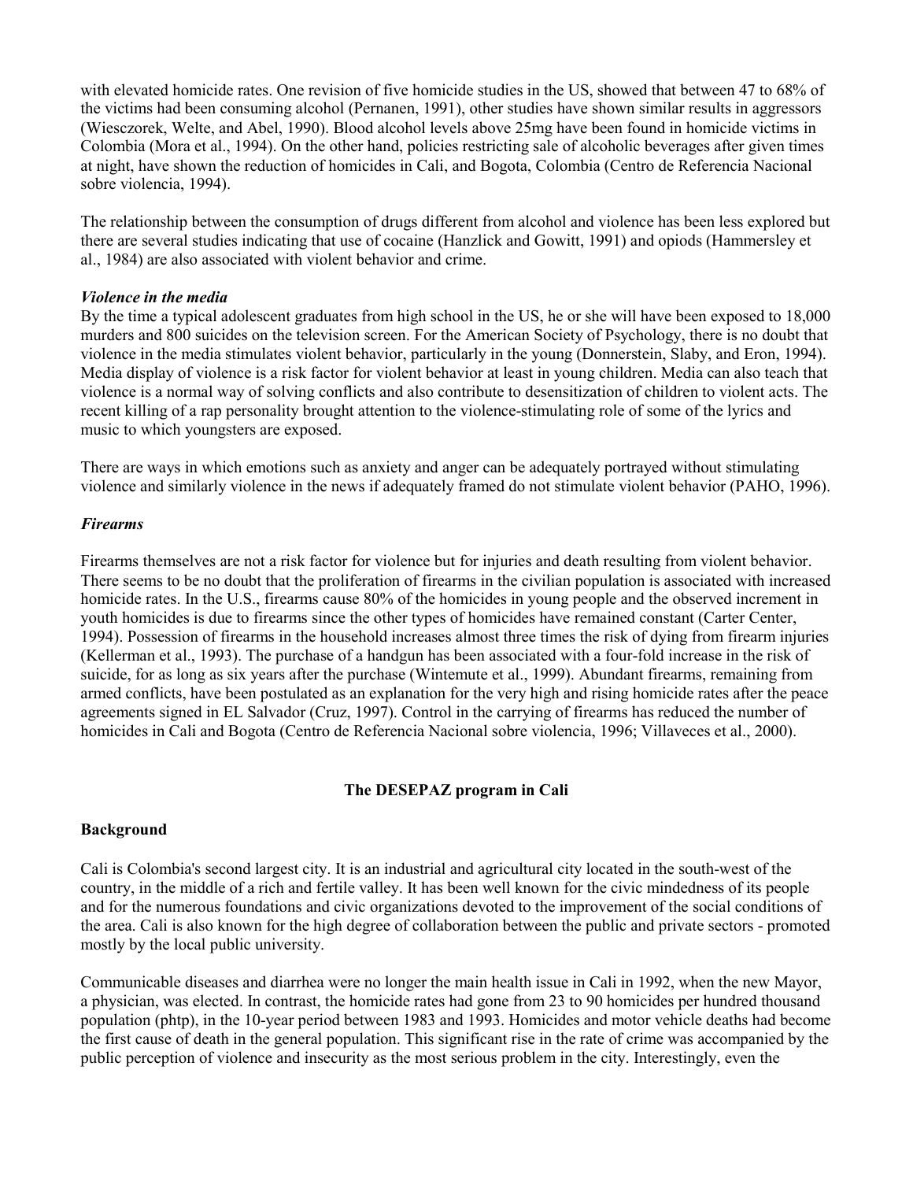with elevated homicide rates. One revision of five homicide studies in the US, showed that between 47 to 68% of the victims had been consuming alcohol (Pernanen, 1991), other studies have shown similar results in aggressors (Wiesczorek, Welte, and Abel, 1990). Blood alcohol levels above 25mg have been found in homicide victims in Colombia (Mora et al., 1994). On the other hand, policies restricting sale of alcoholic beverages after given times at night, have shown the reduction of homicides in Cali, and Bogota, Colombia (Centro de Referencia Nacional sobre violencia, 1994).

The relationship between the consumption of drugs different from alcohol and violence has been less explored but there are several studies indicating that use of cocaine (Hanzlick and Gowitt, 1991) and opiods (Hammersley et al., 1984) are also associated with violent behavior and crime.

### *Violence in the media*

By the time a typical adolescent graduates from high school in the US, he or she will have been exposed to 18,000 murders and 800 suicides on the television screen. For the American Society of Psychology, there is no doubt that violence in the media stimulates violent behavior, particularly in the young (Donnerstein, Slaby, and Eron, 1994). Media display of violence is a risk factor for violent behavior at least in young children. Media can also teach that violence is a normal way of solving conflicts and also contribute to desensitization of children to violent acts. The recent killing of a rap personality brought attention to the violence-stimulating role of some of the lyrics and music to which youngsters are exposed.

There are ways in which emotions such as anxiety and anger can be adequately portrayed without stimulating violence and similarly violence in the news if adequately framed do not stimulate violent behavior (PAHO, 1996).

### *Firearms*

Firearms themselves are not a risk factor for violence but for injuries and death resulting from violent behavior. There seems to be no doubt that the proliferation of firearms in the civilian population is associated with increased homicide rates. In the U.S., firearms cause 80% of the homicides in young people and the observed increment in youth homicides is due to firearms since the other types of homicides have remained constant (Carter Center, 1994). Possession of firearms in the household increases almost three times the risk of dying from firearm injuries (Kellerman et al., 1993). The purchase of a handgun has been associated with a four-fold increase in the risk of suicide, for as long as six years after the purchase (Wintemute et al., 1999). Abundant firearms, remaining from armed conflicts, have been postulated as an explanation for the very high and rising homicide rates after the peace agreements signed in EL Salvador (Cruz, 1997). Control in the carrying of firearms has reduced the number of homicides in Cali and Bogota (Centro de Referencia Nacional sobre violencia, 1996; Villaveces et al., 2000).

## The DESEPAZ program in Cali

### Background

Cali is Colombia's second largest city. It is an industrial and agricultural city located in the south-west of the country, in the middle of a rich and fertile valley. It has been well known for the civic mindedness of its people and for the numerous foundations and civic organizations devoted to the improvement of the social conditions of the area. Cali is also known for the high degree of collaboration between the public and private sectors - promoted mostly by the local public university.

Communicable diseases and diarrhea were no longer the main health issue in Cali in 1992, when the new Mayor, a physician, was elected. In contrast, the homicide rates had gone from 23 to 90 homicides per hundred thousand population (phtp), in the 10-year period between 1983 and 1993. Homicides and motor vehicle deaths had become the first cause of death in the general population. This significant rise in the rate of crime was accompanied by the public perception of violence and insecurity as the most serious problem in the city. Interestingly, even the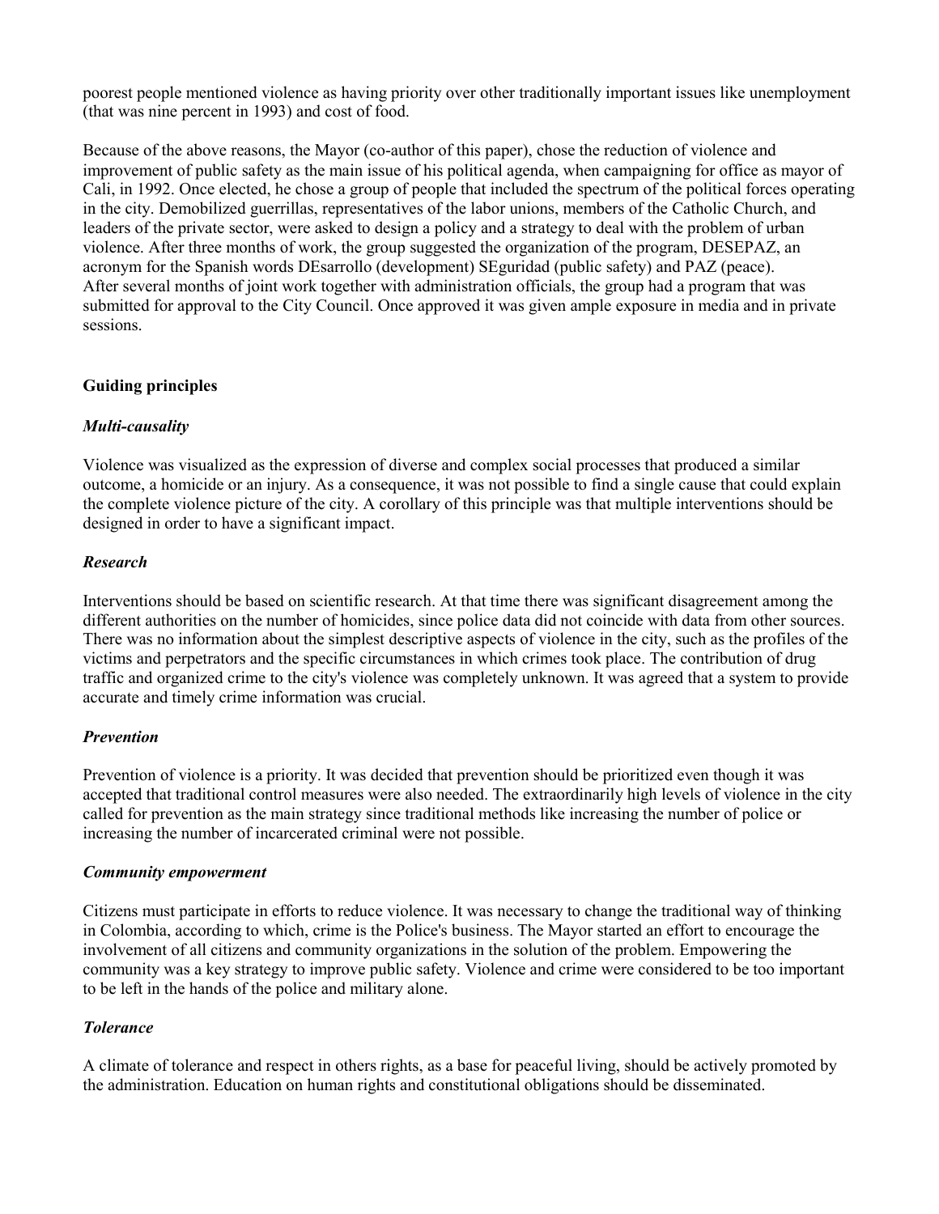poorest people mentioned violence as having priority over other traditionally important issues like unemployment (that was nine percent in 1993) and cost of food.

Because of the above reasons, the Mayor (co-author of this paper), chose the reduction of violence and improvement of public safety as the main issue of his political agenda, when campaigning for office as mayor of Cali, in 1992. Once elected, he chose a group of people that included the spectrum of the political forces operating in the city. Demobilized guerrillas, representatives of the labor unions, members of the Catholic Church, and leaders of the private sector, were asked to design a policy and a strategy to deal with the problem of urban violence. After three months of work, the group suggested the organization of the program, DESEPAZ, an acronym for the Spanish words DEsarrollo (development) SEguridad (public safety) and PAZ (peace). After several months of joint work together with administration officials, the group had a program that was submitted for approval to the City Council. Once approved it was given ample exposure in media and in private sessions.

## Guiding principles

### *Multi-causality*

Violence was visualized as the expression of diverse and complex social processes that produced a similar outcome, a homicide or an injury. As a consequence, it was not possible to find a single cause that could explain the complete violence picture of the city. A corollary of this principle was that multiple interventions should be designed in order to have a significant impact.

### *Research*

Interventions should be based on scientific research. At that time there was significant disagreement among the different authorities on the number of homicides, since police data did not coincide with data from other sources. There was no information about the simplest descriptive aspects of violence in the city, such as the profiles of the victims and perpetrators and the specific circumstances in which crimes took place. The contribution of drug traffic and organized crime to the city's violence was completely unknown. It was agreed that a system to provide accurate and timely crime information was crucial.

### *Prevention*

Prevention of violence is a priority. It was decided that prevention should be prioritized even though it was accepted that traditional control measures were also needed. The extraordinarily high levels of violence in the city called for prevention as the main strategy since traditional methods like increasing the number of police or increasing the number of incarcerated criminal were not possible.

### *Community empowerment*

Citizens must participate in efforts to reduce violence. It was necessary to change the traditional way of thinking in Colombia, according to which, crime is the Police's business. The Mayor started an effort to encourage the involvement of all citizens and community organizations in the solution of the problem. Empowering the community was a key strategy to improve public safety. Violence and crime were considered to be too important to be left in the hands of the police and military alone.

### *Tolerance*

A climate of tolerance and respect in others rights, as a base for peaceful living, should be actively promoted by the administration. Education on human rights and constitutional obligations should be disseminated.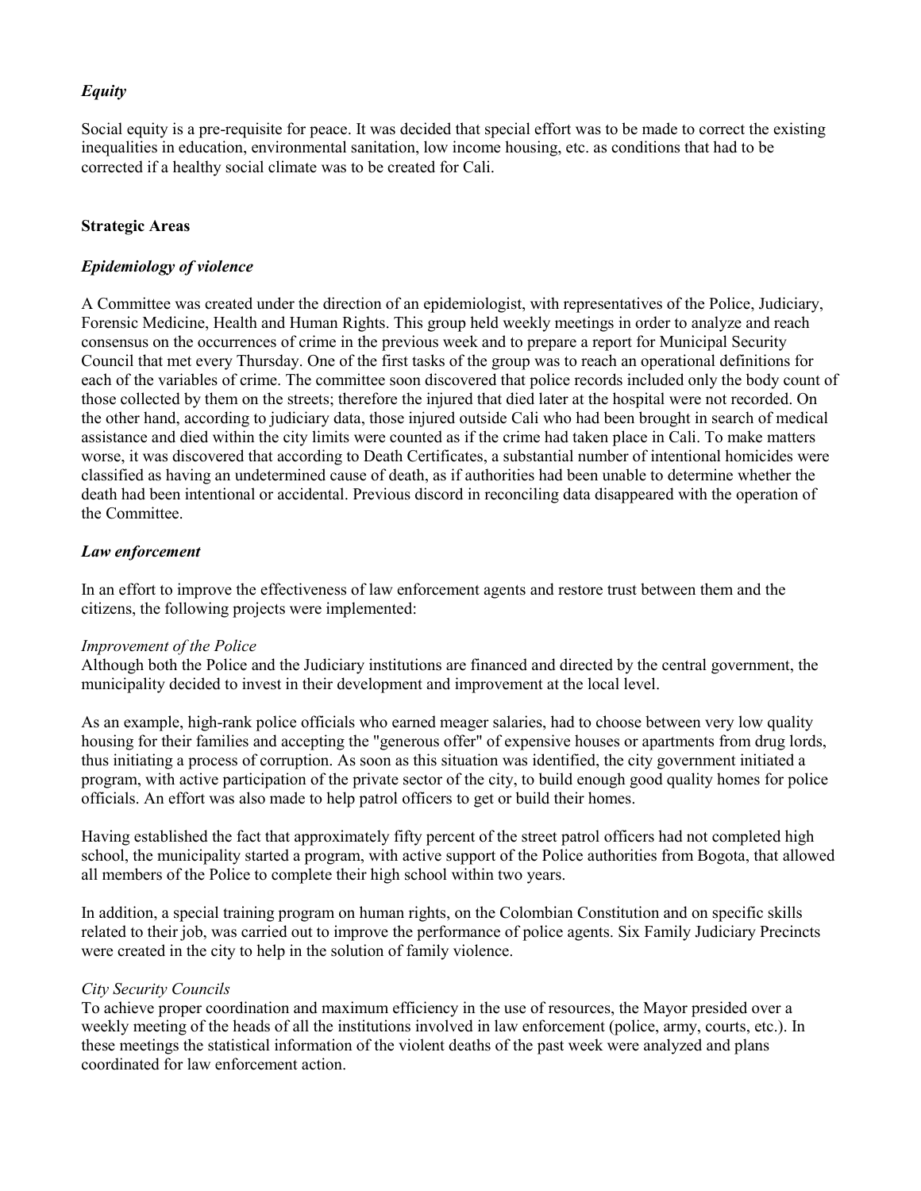### *Equity*

Social equity is a pre-requisite for peace. It was decided that special effort was to be made to correct the existing inequalities in education, environmental sanitation, low income housing, etc. as conditions that had to be corrected if a healthy social climate was to be created for Cali.

## Strategic Areas

### *Epidemiology of violence*

A Committee was created under the direction of an epidemiologist, with representatives of the Police, Judiciary, Forensic Medicine, Health and Human Rights. This group held weekly meetings in order to analyze and reach consensus on the occurrences of crime in the previous week and to prepare a report for Municipal Security Council that met every Thursday. One of the first tasks of the group was to reach an operational definitions for each of the variables of crime. The committee soon discovered that police records included only the body count of those collected by them on the streets; therefore the injured that died later at the hospital were not recorded. On the other hand, according to judiciary data, those injured outside Cali who had been brought in search of medical assistance and died within the city limits were counted as if the crime had taken place in Cali. To make matters worse, it was discovered that according to Death Certificates, a substantial number of intentional homicides were classified as having an undetermined cause of death, as if authorities had been unable to determine whether the death had been intentional or accidental. Previous discord in reconciling data disappeared with the operation of the Committee.

### *Law enforcement*

In an effort to improve the effectiveness of law enforcement agents and restore trust between them and the citizens, the following projects were implemented:

*Improvement of the Police*
Although both the Police and the Judiciary institutions are financed and directed by the central government, the municipality decided to invest in their development and improvement at the local level.

As an example, high-rank police officials who earned meager salaries, had to choose between very low quality housing for their families and accepting the "generous offer" of expensive houses or apartments from drug lords, thus initiating a process of corruption. As soon as this situation was identified, the city government initiated a program, with active participation of the private sector of the city, to build enough good quality homes for police officials. An effort was also made to help patrol officers to get or build their homes.

Having established the fact that approximately fifty percent of the street patrol officers had not completed high school, the municipality started a program, with active support of the Police authorities from Bogota, that allowed all members of the Police to complete their high school within two years.

In addition, a special training program on human rights, on the Colombian Constitution and on specific skills related to their job, was carried out to improve the performance of police agents. Six Family Judiciary Precincts were created in the city to help in the solution of family violence.

*City Security Councils*
To achieve proper coordination and maximum efficiency in the use of resources, the Mayor presided over a weekly meeting of the heads of all the institutions involved in law enforcement (police, army, courts, etc.). In these meetings the statistical information of the violent deaths of the past week were analyzed and plans coordinated for law enforcement action.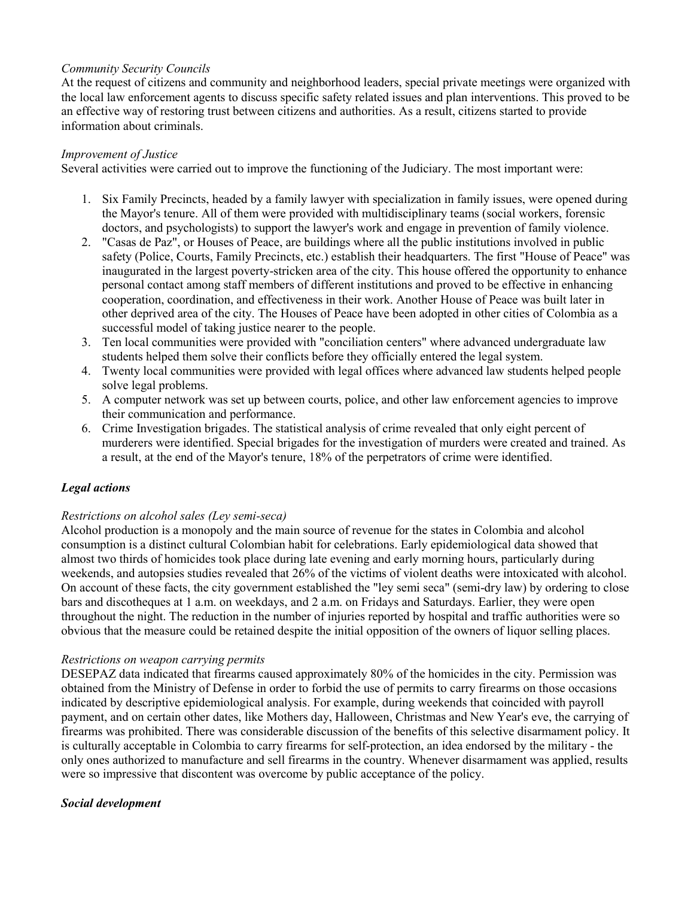*Community Security Councils*
At the request of citizens and community and neighborhood leaders, special private meetings were organized with the local law enforcement agents to discuss specific safety related issues and plan interventions. This proved to be an effective way of restoring trust between citizens and authorities. As a result, citizens started to provide information about criminals.

*Improvement of Justice*
Several activities were carried out to improve the functioning of the Judiciary. The most important were:

1. Six Family Precincts, headed by a family lawyer with specialization in family issues, were opened during the Mayor's tenure. All of them were provided with multidisciplinary teams (social workers, forensic doctors, and psychologists) to support the lawyer's work and engage in prevention of family violence.
2. "Casas de Paz", or Houses of Peace, are buildings where all the public institutions involved in public safety (Police, Courts, Family Precincts, etc.) establish their headquarters. The first "House of Peace" was inaugurated in the largest poverty-stricken area of the city. This house offered the opportunity to enhance personal contact among staff members of different institutions and proved to be effective in enhancing cooperation, coordination, and effectiveness in their work. Another House of Peace was built later in other deprived area of the city. The Houses of Peace have been adopted in other cities of Colombia as a successful model of taking justice nearer to the people.
3. Ten local communities were provided with "conciliation centers" where advanced undergraduate law students helped them solve their conflicts before they officially entered the legal system.
4. Twenty local communities were provided with legal offices where advanced law students helped people solve legal problems.
5. A computer network was set up between courts, police, and other law enforcement agencies to improve their communication and performance.
6. Crime Investigation brigades. The statistical analysis of crime revealed that only eight percent of murderers were identified. Special brigades for the investigation of murders were created and trained. As a result, at the end of the Mayor's tenure, 18% of the perpetrators of crime were identified.

***Legal actions***

*Restrictions on alcohol sales (Ley semi-seca)*
Alcohol production is a monopoly and the main source of revenue for the states in Colombia and alcohol consumption is a distinct cultural Colombian habit for celebrations. Early epidemiological data showed that almost two thirds of homicides took place during late evening and early morning hours, particularly during weekends, and autopsies studies revealed that 26% of the victims of violent deaths were intoxicated with alcohol. On account of these facts, the city government established the "ley semi seca" (semi-dry law) by ordering to close bars and discotheques at 1 a.m. on weekdays, and 2 a.m. on Fridays and Saturdays. Earlier, they were open throughout the night. The reduction in the number of injuries reported by hospital and traffic authorities were so obvious that the measure could be retained despite the initial opposition of the owners of liquor selling places.

*Restrictions on weapon carrying permits*
DESEPAZ data indicated that firearms caused approximately 80% of the homicides in the city. Permission was obtained from the Ministry of Defense in order to forbid the use of permits to carry firearms on those occasions indicated by descriptive epidemiological analysis. For example, during weekends that coincided with payroll payment, and on certain other dates, like Mothers day, Halloween, Christmas and New Year's eve, the carrying of firearms was prohibited. There was considerable discussion of the benefits of this selective disarmament policy. It is culturally acceptable in Colombia to carry firearms for self-protection, an idea endorsed by the military - the only ones authorized to manufacture and sell firearms in the country. Whenever disarmament was applied, results were so impressive that discontent was overcome by public acceptance of the policy.

***Social development***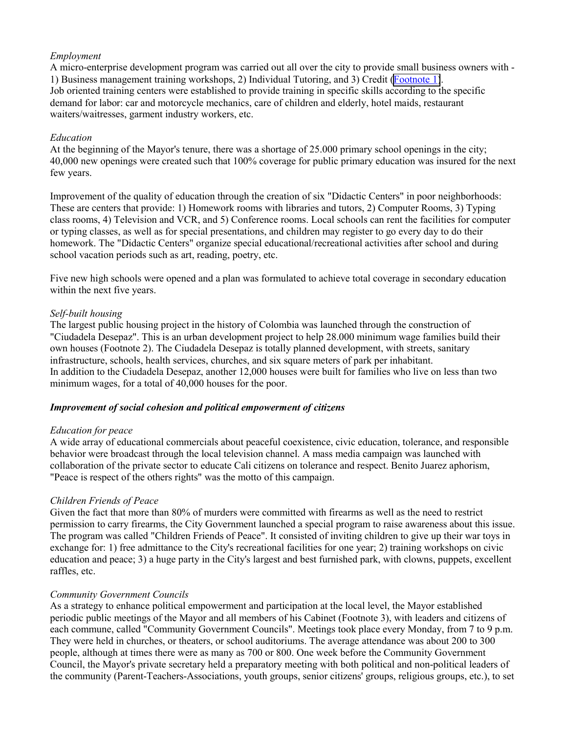*Employment*

A micro-enterprise development program was carried out all over the city to provide small business owners with - 1) Business management training workshops, 2) Individual Tutoring, and 3) Credit (Footnote 1).
Job oriented training centers were established to provide training in specific skills according to the specific demand for labor: car and motorcycle mechanics, care of children and elderly, hotel maids, restaurant waiters/waitresses, garment industry workers, etc.

*Education*

At the beginning of the Mayor's tenure, there was a shortage of 25.000 primary school openings in the city; 40,000 new openings were created such that 100% coverage for public primary education was insured for the next few years.

Improvement of the quality of education through the creation of six "Didactic Centers" in poor neighborhoods: These are centers that provide: 1) Homework rooms with libraries and tutors, 2) Computer Rooms, 3) Typing class rooms, 4) Television and VCR, and 5) Conference rooms. Local schools can rent the facilities for computer or typing classes, as well as for special presentations, and children may register to go every day to do their homework. The "Didactic Centers" organize special educational/recreational activities after school and during school vacation periods such as art, reading, poetry, etc.

Five new high schools were opened and a plan was formulated to achieve total coverage in secondary education within the next five years.

*Self-built housing*

The largest public housing project in the history of Colombia was launched through the construction of "Ciudadela Desepaz". This is an urban development project to help 28.000 minimum wage families build their own houses (Footnote 2). The Ciudadela Desepaz is totally planned development, with streets, sanitary infrastructure, schools, health services, churches, and six square meters of park per inhabitant.
In addition to the Ciudadela Desepaz, another 12,000 houses were built for families who live on less than two minimum wages, for a total of 40,000 houses for the poor.

***Improvement of social cohesion and political empowerment of citizens***

*Education for peace*

A wide array of educational commercials about peaceful coexistence, civic education, tolerance, and responsible behavior were broadcast through the local television channel. A mass media campaign was launched with collaboration of the private sector to educate Cali citizens on tolerance and respect. Benito Juarez aphorism, "Peace is respect of the others rights" was the motto of this campaign.

*Children Friends of Peace*

Given the fact that more than 80% of murders were committed with firearms as well as the need to restrict permission to carry firearms, the City Government launched a special program to raise awareness about this issue. The program was called "Children Friends of Peace". It consisted of inviting children to give up their war toys in exchange for: 1) free admittance to the City's recreational facilities for one year; 2) training workshops on civic education and peace; 3) a huge party in the City's largest and best furnished park, with clowns, puppets, excellent raffles, etc.

*Community Government Councils*

As a strategy to enhance political empowerment and participation at the local level, the Mayor established periodic public meetings of the Mayor and all members of his Cabinet (Footnote 3), with leaders and citizens of each commune, called "Community Government Councils". Meetings took place every Monday, from 7 to 9 p.m. They were held in churches, or theaters, or school auditoriums. The average attendance was about 200 to 300 people, although at times there were as many as 700 or 800. One week before the Community Government Council, the Mayor's private secretary held a preparatory meeting with both political and non-political leaders of the community (Parent-Teachers-Associations, youth groups, senior citizens' groups, religious groups, etc.), to set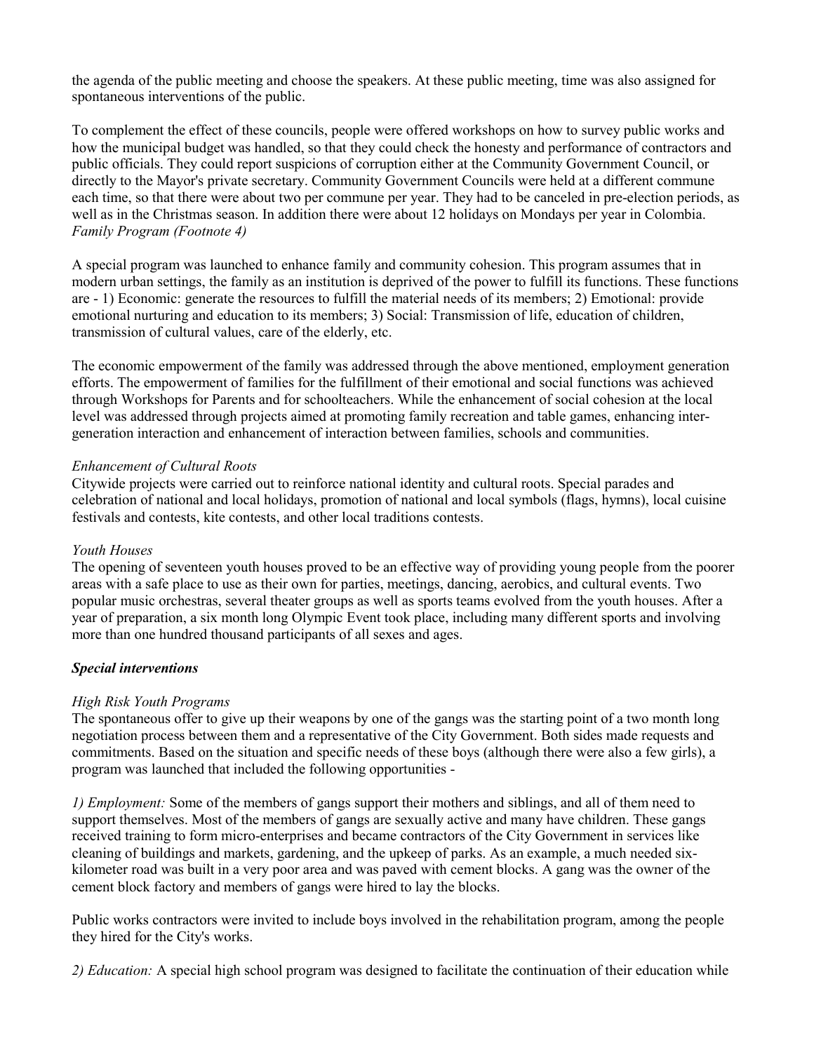the agenda of the public meeting and choose the speakers. At these public meeting, time was also assigned for spontaneous interventions of the public.

To complement the effect of these councils, people were offered workshops on how to survey public works and how the municipal budget was handled, so that they could check the honesty and performance of contractors and public officials. They could report suspicions of corruption either at the Community Government Council, or directly to the Mayor's private secretary. Community Government Councils were held at a different commune each time, so that there were about two per commune per year. They had to be canceled in pre-election periods, as well as in the Christmas season. In addition there were about 12 holidays on Mondays per year in Colombia.

*Family Program (Footnote 4)*

A special program was launched to enhance family and community cohesion. This program assumes that in modern urban settings, the family as an institution is deprived of the power to fulfill its functions. These functions are - 1) Economic: generate the resources to fulfill the material needs of its members; 2) Emotional: provide emotional nurturing and education to its members; 3) Social: Transmission of life, education of children, transmission of cultural values, care of the elderly, etc.

The economic empowerment of the family was addressed through the above mentioned, employment generation efforts. The empowerment of families for the fulfillment of their emotional and social functions was achieved through Workshops for Parents and for schoolteachers. While the enhancement of social cohesion at the local level was addressed through projects aimed at promoting family recreation and table games, enhancing inter-generation interaction and enhancement of interaction between families, schools and communities.

*Enhancement of Cultural Roots*

Citywide projects were carried out to reinforce national identity and cultural roots. Special parades and celebration of national and local holidays, promotion of national and local symbols (flags, hymns), local cuisine festivals and contests, kite contests, and other local traditions contests.

*Youth Houses*

The opening of seventeen youth houses proved to be an effective way of providing young people from the poorer areas with a safe place to use as their own for parties, meetings, dancing, aerobics, and cultural events. Two popular music orchestras, several theater groups as well as sports teams evolved from the youth houses. After a year of preparation, a six month long Olympic Event took place, including many different sports and involving more than one hundred thousand participants of all sexes and ages.

***Special interventions***

*High Risk Youth Programs*

The spontaneous offer to give up their weapons by one of the gangs was the starting point of a two month long negotiation process between them and a representative of the City Government. Both sides made requests and commitments. Based on the situation and specific needs of these boys (although there were also a few girls), a program was launched that included the following opportunities -

*1) Employment:* Some of the members of gangs support their mothers and siblings, and all of them need to support themselves. Most of the members of gangs are sexually active and many have children. These gangs received training to form micro-enterprises and became contractors of the City Government in services like cleaning of buildings and markets, gardening, and the upkeep of parks. As an example, a much needed six-kilometer road was built in a very poor area and was paved with cement blocks. A gang was the owner of the cement block factory and members of gangs were hired to lay the blocks.

Public works contractors were invited to include boys involved in the rehabilitation program, among the people they hired for the City's works.

*2) Education:* A special high school program was designed to facilitate the continuation of their education while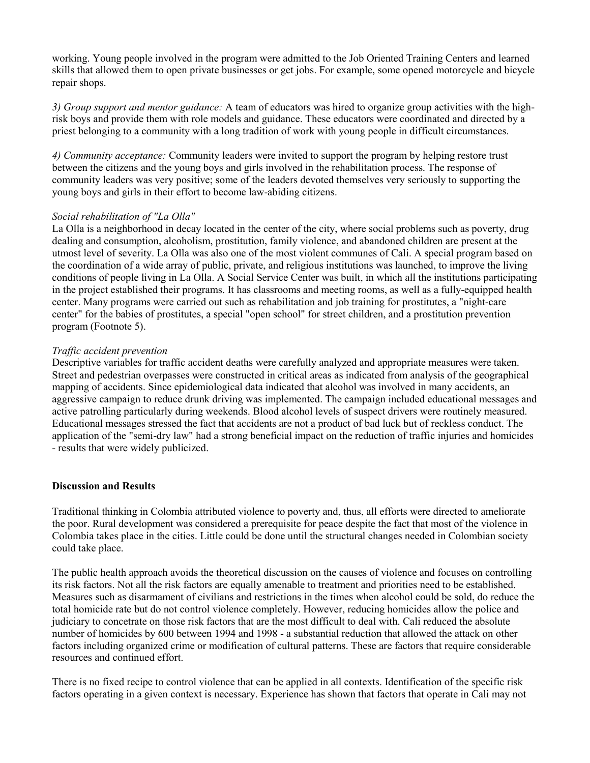working. Young people involved in the program were admitted to the Job Oriented Training Centers and learned skills that allowed them to open private businesses or get jobs. For example, some opened motorcycle and bicycle repair shops.

*3) Group support and mentor guidance:* A team of educators was hired to organize group activities with the high-risk boys and provide them with role models and guidance. These educators were coordinated and directed by a priest belonging to a community with a long tradition of work with young people in difficult circumstances.

*4) Community acceptance:* Community leaders were invited to support the program by helping restore trust between the citizens and the young boys and girls involved in the rehabilitation process. The response of community leaders was very positive; some of the leaders devoted themselves very seriously to supporting the young boys and girls in their effort to become law-abiding citizens.

*Social rehabilitation of "La Olla"*

La Olla is a neighborhood in decay located in the center of the city, where social problems such as poverty, drug dealing and consumption, alcoholism, prostitution, family violence, and abandoned children are present at the utmost level of severity. La Olla was also one of the most violent communes of Cali. A special program based on the coordination of a wide array of public, private, and religious institutions was launched, to improve the living conditions of people living in La Olla. A Social Service Center was built, in which all the institutions participating in the project established their programs. It has classrooms and meeting rooms, as well as a fully-equipped health center. Many programs were carried out such as rehabilitation and job training for prostitutes, a "night-care center" for the babies of prostitutes, a special "open school" for street children, and a prostitution prevention program (Footnote 5).

*Traffic accident prevention*

Descriptive variables for traffic accident deaths were carefully analyzed and appropriate measures were taken. Street and pedestrian overpasses were constructed in critical areas as indicated from analysis of the geographical mapping of accidents. Since epidemiological data indicated that alcohol was involved in many accidents, an aggressive campaign to reduce drunk driving was implemented. The campaign included educational messages and active patrolling particularly during weekends. Blood alcohol levels of suspect drivers were routinely measured. Educational messages stressed the fact that accidents are not a product of bad luck but of reckless conduct. The application of the "semi-dry law" had a strong beneficial impact on the reduction of traffic injuries and homicides - results that were widely publicized.

**Discussion and Results**

Traditional thinking in Colombia attributed violence to poverty and, thus, all efforts were directed to ameliorate the poor. Rural development was considered a prerequisite for peace despite the fact that most of the violence in Colombia takes place in the cities. Little could be done until the structural changes needed in Colombian society could take place.

The public health approach avoids the theoretical discussion on the causes of violence and focuses on controlling its risk factors. Not all the risk factors are equally amenable to treatment and priorities need to be established. Measures such as disarmament of civilians and restrictions in the times when alcohol could be sold, do reduce the total homicide rate but do not control violence completely. However, reducing homicides allow the police and judiciary to concetrate on those risk factors that are the most difficult to deal with. Cali reduced the absolute number of homicides by 600 between 1994 and 1998 - a substantial reduction that allowed the attack on other factors including organized crime or modification of cultural patterns. These are factors that require considerable resources and continued effort.

There is no fixed recipe to control violence that can be applied in all contexts. Identification of the specific risk factors operating in a given context is necessary. Experience has shown that factors that operate in Cali may not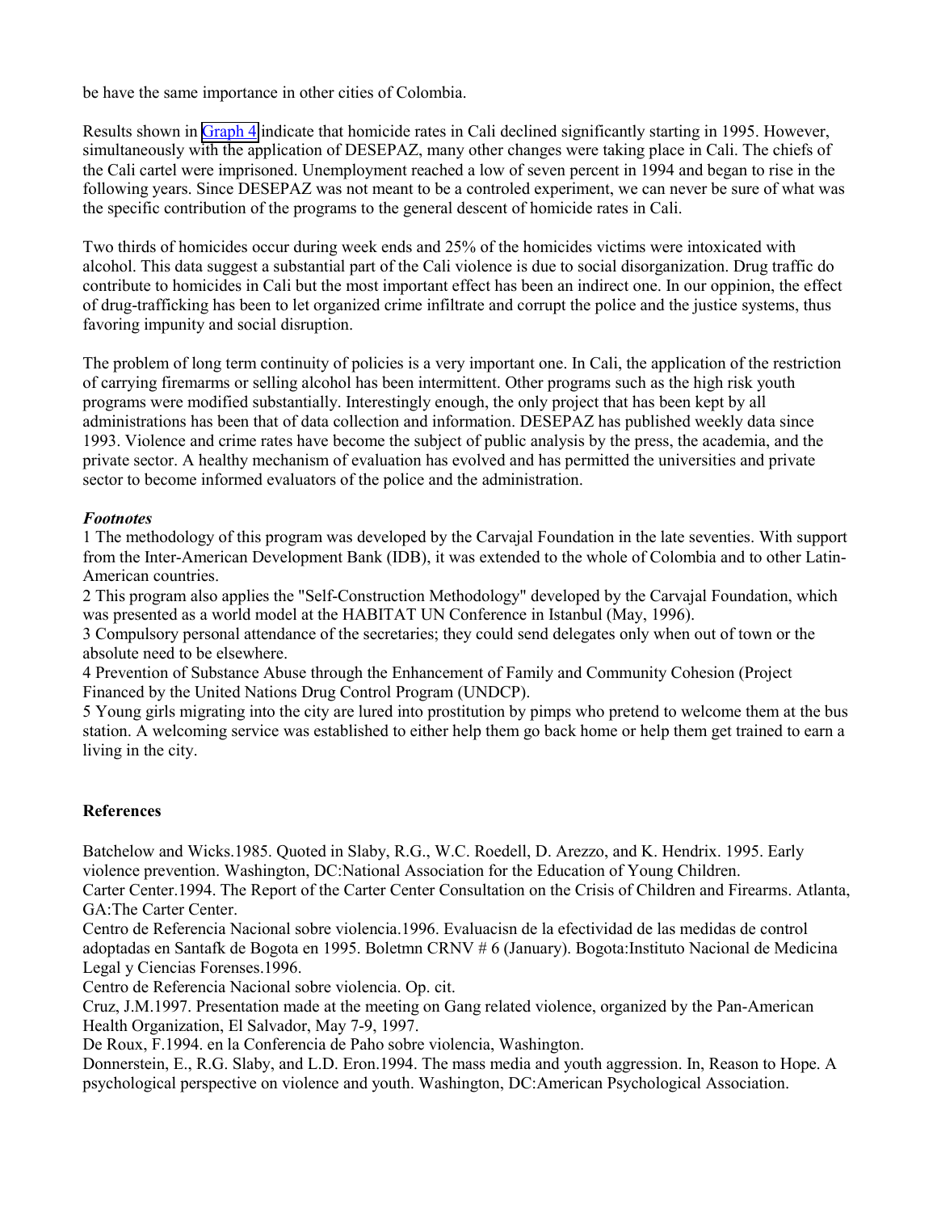be have the same importance in other cities of Colombia.

Results shown in Graph 4 indicate that homicide rates in Cali declined significantly starting in 1995. However, simultaneously with the application of DESEPAZ, many other changes were taking place in Cali. The chiefs of the Cali cartel were imprisoned. Unemployment reached a low of seven percent in 1994 and began to rise in the following years. Since DESEPAZ was not meant to be a controled experiment, we can never be sure of what was the specific contribution of the programs to the general descent of homicide rates in Cali.

Two thirds of homicides occur during week ends and 25% of the homicides victims were intoxicated with alcohol. This data suggest a substantial part of the Cali violence is due to social disorganization. Drug traffic do contribute to homicides in Cali but the most important effect has been an indirect one. In our oppinion, the effect of drug-trafficking has been to let organized crime infiltrate and corrupt the police and the justice systems, thus favoring impunity and social disruption.

The problem of long term continuity of policies is a very important one. In Cali, the application of the restriction of carrying firemarms or selling alcohol has been intermittent. Other programs such as the high risk youth programs were modified substantially. Interestingly enough, the only project that has been kept by all administrations has been that of data collection and information. DESEPAZ has published weekly data since 1993. Violence and crime rates have become the subject of public analysis by the press, the academia, and the private sector. A healthy mechanism of evaluation has evolved and has permitted the universities and private sector to become informed evaluators of the police and the administration.

***Footnotes***

1 The methodology of this program was developed by the Carvajal Foundation in the late seventies. With support from the Inter-American Development Bank (IDB), it was extended to the whole of Colombia and to other Latin-American countries.

2 This program also applies the "Self-Construction Methodology" developed by the Carvajal Foundation, which was presented as a world model at the HABITAT UN Conference in Istanbul (May, 1996).

3 Compulsory personal attendance of the secretaries; they could send delegates only when out of town or the absolute need to be elsewhere.

4 Prevention of Substance Abuse through the Enhancement of Family and Community Cohesion (Project Financed by the United Nations Drug Control Program (UNDCP).

5 Young girls migrating into the city are lured into prostitution by pimps who pretend to welcome them at the bus station. A welcoming service was established to either help them go back home or help them get trained to earn a living in the city.

**References**

Batchelow and Wicks.1985. Quoted in Slaby, R.G., W.C. Roedell, D. Arezzo, and K. Hendrix. 1995. Early violence prevention. Washington, DC:National Association for the Education of Young Children.

Carter Center.1994. The Report of the Carter Center Consultation on the Crisis of Children and Firearms. Atlanta, GA:The Carter Center.

Centro de Referencia Nacional sobre violencia.1996. Evaluacisn de la efectividad de las medidas de control adoptadas en Santafk de Bogota en 1995. Boletmn CRNV # 6 (January). Bogota:Instituto Nacional de Medicina Legal y Ciencias Forenses.1996.

Centro de Referencia Nacional sobre violencia. Op. cit.

Cruz, J.M.1997. Presentation made at the meeting on Gang related violence, organized by the Pan-American Health Organization, El Salvador, May 7-9, 1997.

De Roux, F.1994. en la Conferencia de Paho sobre violencia, Washington.

Donnerstein, E., R.G. Slaby, and L.D. Eron.1994. The mass media and youth aggression. In, Reason to Hope. A psychological perspective on violence and youth. Washington, DC:American Psychological Association.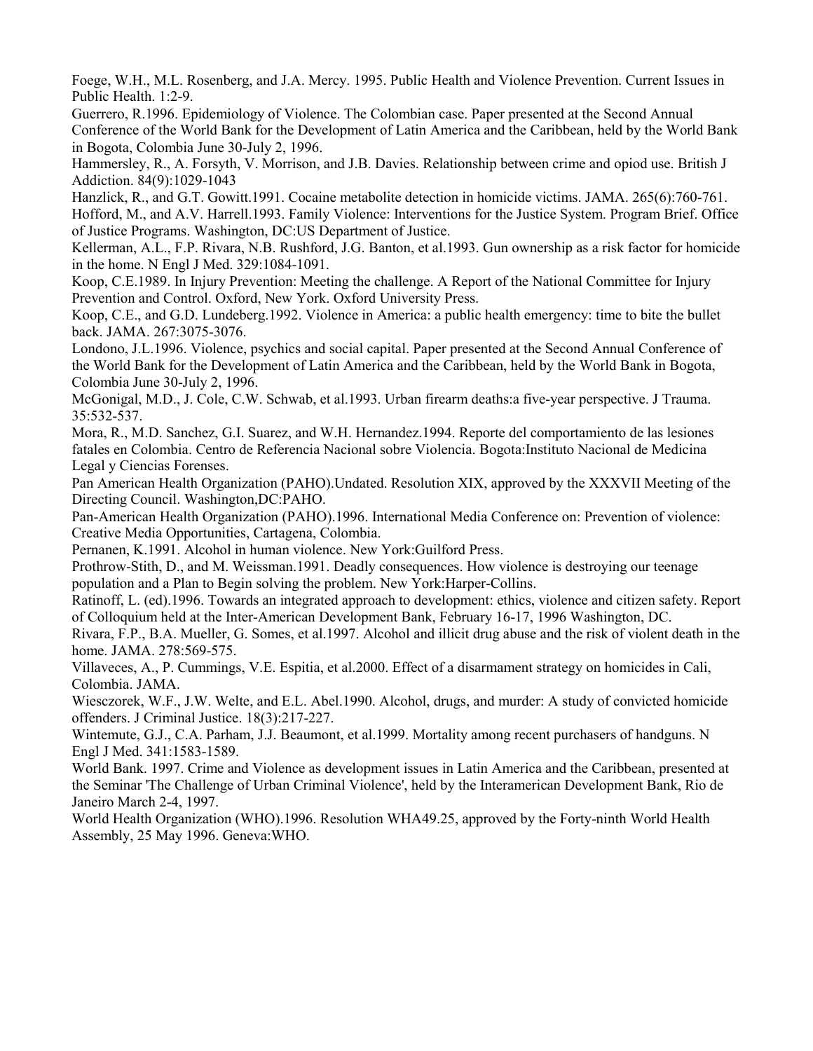Foege, W.H., M.L. Rosenberg, and J.A. Mercy. 1995. Public Health and Violence Prevention. Current Issues in Public Health. 1:2-9.

Guerrero, R.1996. Epidemiology of Violence. The Colombian case. Paper presented at the Second Annual Conference of the World Bank for the Development of Latin America and the Caribbean, held by the World Bank in Bogota, Colombia June 30-July 2, 1996.

Hammersley, R., A. Forsyth, V. Morrison, and J.B. Davies. Relationship between crime and opiod use. British J Addiction. 84(9):1029-1043

Hanzlick, R., and G.T. Gowitt.1991. Cocaine metabolite detection in homicide victims. JAMA. 265(6):760-761.

Hofford, M., and A.V. Harrell.1993. Family Violence: Interventions for the Justice System. Program Brief. Office of Justice Programs. Washington, DC:US Department of Justice.

Kellerman, A.L., F.P. Rivara, N.B. Rushford, J.G. Banton, et al.1993. Gun ownership as a risk factor for homicide in the home. N Engl J Med. 329:1084-1091.

Koop, C.E.1989. In Injury Prevention: Meeting the challenge. A Report of the National Committee for Injury Prevention and Control. Oxford, New York. Oxford University Press.

Koop, C.E., and G.D. Lundeberg.1992. Violence in America: a public health emergency: time to bite the bullet back. JAMA. 267:3075-3076.

Londono, J.L.1996. Violence, psychics and social capital. Paper presented at the Second Annual Conference of the World Bank for the Development of Latin America and the Caribbean, held by the World Bank in Bogota, Colombia June 30-July 2, 1996.

McGonigal, M.D., J. Cole, C.W. Schwab, et al.1993. Urban firearm deaths:a five-year perspective. J Trauma. 35:532-537.

Mora, R., M.D. Sanchez, G.I. Suarez, and W.H. Hernandez.1994. Reporte del comportamiento de las lesiones fatales en Colombia. Centro de Referencia Nacional sobre Violencia. Bogota:Instituto Nacional de Medicina Legal y Ciencias Forenses.

Pan American Health Organization (PAHO).Undated. Resolution XIX, approved by the XXXVII Meeting of the Directing Council. Washington,DC:PAHO.

Pan-American Health Organization (PAHO).1996. International Media Conference on: Prevention of violence: Creative Media Opportunities, Cartagena, Colombia.

Pernanen, K.1991. Alcohol in human violence. New York:Guilford Press.

Prothrow-Stith, D., and M. Weissman.1991. Deadly consequences. How violence is destroying our teenage population and a Plan to Begin solving the problem. New York:Harper-Collins.

Ratinoff, L. (ed).1996. Towards an integrated approach to development: ethics, violence and citizen safety. Report of Colloquium held at the Inter-American Development Bank, February 16-17, 1996 Washington, DC.

Rivara, F.P., B.A. Mueller, G. Somes, et al.1997. Alcohol and illicit drug abuse and the risk of violent death in the home. JAMA. 278:569-575.

Villaveces, A., P. Cummings, V.E. Espitia, et al.2000. Effect of a disarmament strategy on homicides in Cali, Colombia. JAMA.

Wiesczorek, W.F., J.W. Welte, and E.L. Abel.1990. Alcohol, drugs, and murder: A study of convicted homicide offenders. J Criminal Justice. 18(3):217-227.

Wintemute, G.J., C.A. Parham, J.J. Beaumont, et al.1999. Mortality among recent purchasers of handguns. N Engl J Med. 341:1583-1589.

World Bank. 1997. Crime and Violence as development issues in Latin America and the Caribbean, presented at the Seminar 'The Challenge of Urban Criminal Violence', held by the Interamerican Development Bank, Rio de Janeiro March 2-4, 1997.

World Health Organization (WHO).1996. Resolution WHA49.25, approved by the Forty-ninth World Health Assembly, 25 May 1996. Geneva:WHO.